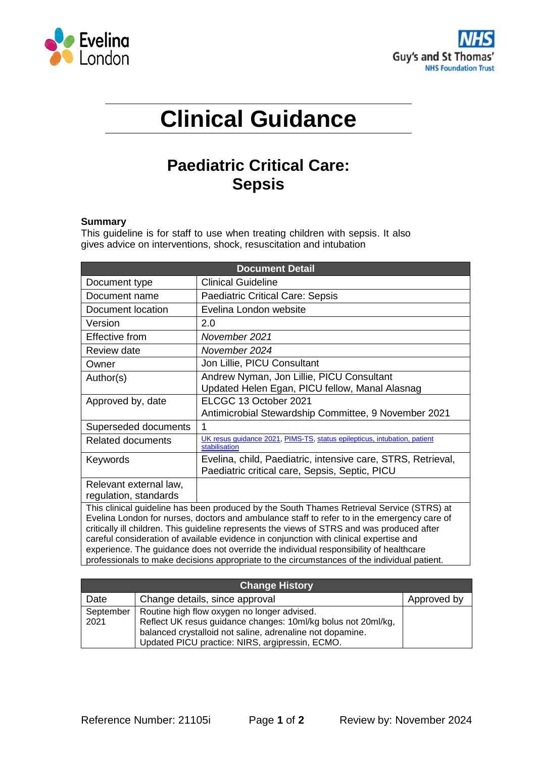Eveline London

Guy's and St Thomas' NHS Foundation Trust

# Clinical Guidance

## Paediatric Critical Care: Sepsis

**Summary**
This guideline is for staff to use when treating children with sepsis. It also gives advice on interventions, shock, resuscitation and intubation

| Document Detail | |
|---|---|
| Document type | Clinical Guideline |
| Document name | Paediatric Critical Care: Sepsis |
| Document location | Evelina London website |
| Version | 2.0 |
| Effective from | *November 2021* |
| Review date | *November 2024* |
| Owner | Jon Lillie, PICU Consultant |
| Author(s) | Andrew Nyman, Jon Lillie, PICU Consultant<br>Updated Helen Egan, PICU fellow, Manal Alasnag |
| Approved by, date | ELCGC 13 October 2021<br>Antimicrobial Stewardship Committee, 9 November 2021 |
| Superseded documents | 1 |
| Related documents | UK resus guidance 2021, PIMS-TS, status epilepticus, intubation, patient stabilisation |
| Keywords | Evelina, child, Paediatric, intensive care, STRS, Retrieval, Paediatric critical care, Sepsis, Septic, PICU |
| Relevant external law, regulation, standards | |
| This clinical guideline has been produced by the South Thames Retrieval Service (STRS) at Evelina London for nurses, doctors and ambulance staff to refer to in the emergency care of critically ill children. This guideline represents the views of STRS and was produced after careful consideration of available evidence in conjunction with clinical expertise and experience. The guidance does not override the individual responsibility of healthcare professionals to make decisions appropriate to the circumstances of the individual patient. | |

| Change History | | |
|---|---|---|
| Date | Change details, since approval | Approved by |
| September 2021 | Routine high flow oxygen no longer advised.<br>Reflect UK resus guidance changes: 10ml/kg bolus not 20ml/kg, balanced crystalloid not saline, adrenaline not dopamine.<br>Updated PICU practice: NIRS, argipressin, ECMO. | |

Reference Number: 21105i

Review by: November 2024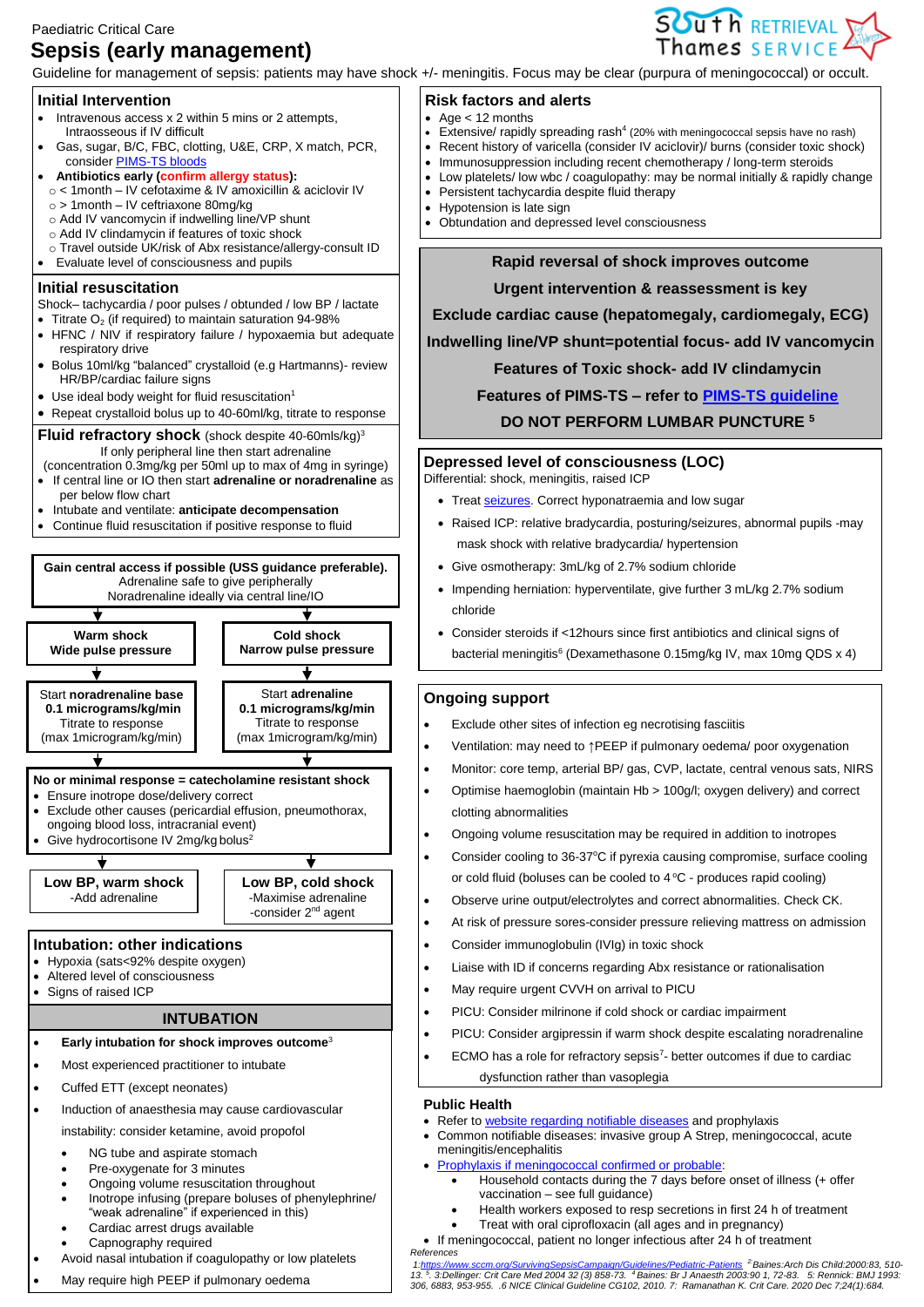Paediatric Critical Care

# Sepsis (early management)

Guideline for management of sepsis: patients may have shock +/- meningitis. Focus may be clear (purpura of meningococcal) or occult.

## Initial Intervention

- Intravenous access x 2 within 5 mins or 2 attempts, Intraosseous if IV difficult
- Gas, sugar, B/C, FBC, clotting, U&E, CRP, X match, PCR, consider PIMS-TS bloods
- **Antibiotics early (confirm allergy status):**
  - < 1month – IV cefotaxime & IV amoxicillin & aciclovir IV
  - > 1month – IV ceftriaxone 80mg/kg
  - Add IV vancomycin if indwelling line/VP shunt
  - Add IV clindamycin if features of toxic shock
  - Travel outside UK/risk of Abx resistance/allergy-consult ID
- Evaluate level of consciousness and pupils

## Initial resuscitation

Shock– tachycardia / poor pulses / obtunded / low BP / lactate

- Titrate $O_2$ (if required) to maintain saturation 94-98%
- HFNC / NIV if respiratory failure / hypoxaemia but adequate respiratory drive
- Bolus 10ml/kg "balanced" crystalloid (e.g Hartmanns)- review HR/BP/cardiac failure signs
- Use ideal body weight for fluid resuscitation[1]
- Repeat crystalloid bolus up to 40-60ml/kg, titrate to response

## Fluid refractory shock (shock despite 40-60mls/kg)[3]

If only peripheral line then start adrenaline (concentration 0.3mg/kg per 50ml up to max of 4mg in syringe)

- If central line or IO then start **adrenaline or noradrenaline** as per below flow chart
- Intubate and ventilate: **anticipate decompensation**
- Continue fluid resuscitation if positive response to fluid

**Gain central access if possible (USS guidance preferable).**
Adrenaline safe to give peripherally
Noradrenaline ideally via central line/IO

| **Warm shock** — Wide pulse pressure | **Cold shock** — Narrow pulse pressure |
|---|---|
| Start **noradrenaline base 0.1 micrograms/kg/min** Titrate to response (max 1microgram/kg/min) | Start adrenaline **0.1 micrograms/kg/min** Titrate to response (max 1microgram/kg/min) |

**No or minimal response = catecholamine resistant shock**

- Ensure inotrope dose/delivery correct
- Exclude other causes (pericardial effusion, pneumothorax, ongoing blood loss, intracranial event)
- Give hydrocortisone IV 2mg/kg bolus[2]

| **Low BP, warm shock** | **Low BP, cold shock** |
|---|---|
| -Add adrenaline | -Maximise adrenaline -consider 2nd agent |

## Intubation: other indications

- Hypoxia (sats<92% despite oxygen)
- Altered level of consciousness
- Signs of raised ICP

## INTUBATION

- **Early intubation for shock improves outcome**[3]
- Most experienced practitioner to intubate
- Cuffed ETT (except neonates)
- Induction of anaesthesia may cause cardiovascular instability: consider ketamine, avoid propofol
  - NG tube and aspirate stomach
  - Pre-oxygenate for 3 minutes
  - Ongoing volume resuscitation throughout
  - Inotrope infusing (prepare boluses of phenylephrine/ "weak adrenaline" if experienced in this)
  - Cardiac arrest drugs available
  - Capnography required
- Avoid nasal intubation if coagulopathy or low platelets
- May require high PEEP if pulmonary oedema

## Risk factors and alerts

- Age < 12 months
- Extensive/ rapidly spreading rash[4] (20% with meningococcal sepsis have no rash)
- Recent history of varicella (consider IV aciclovir)/ burns (consider toxic shock)
- Immunosuppression including recent chemotherapy / long-term steroids
- Low platelets/ low wbc / coagulopathy: may be normal initially & rapidly change
- Persistent tachycardia despite fluid therapy
- Hypotension is late sign
- Obtundation and depressed level consciousness

**Rapid reversal of shock improves outcome**

**Urgent intervention & reassessment is key**

**Exclude cardiac cause (hepatomegaly, cardiomegaly, ECG)**

**Indwelling line/VP shunt=potential focus- add IV vancomycin**

**Features of Toxic shock- add IV clindamycin**

**Features of PIMS-TS – refer to PIMS-TS guideline**

**DO NOT PERFORM LUMBAR PUNCTURE [5]**

## Depressed level of consciousness (LOC)

Differential: shock, meningitis, raised ICP

- Treat seizures. Correct hyponatraemia and low sugar
- Raised ICP: relative bradycardia, posturing/seizures, abnormal pupils -may mask shock with relative bradycardia/ hypertension
- Give osmotherapy: 3mL/kg of 2.7% sodium chloride
- Impending herniation: hyperventilate, give further 3 mL/kg 2.7% sodium chloride
- Consider steroids if <12hours since first antibiotics and clinical signs of bacterial meningitis[6] (Dexamethasone 0.15mg/kg IV, max 10mg QDS x 4)

## Ongoing support

- Exclude other sites of infection eg necrotising fasciitis
- Ventilation: may need to ↑PEEP if pulmonary oedema/ poor oxygenation
- Monitor: core temp, arterial BP/ gas, CVP, lactate, central venous sats, NIRS
- Optimise haemoglobin (maintain Hb > 100g/l; oxygen delivery) and correct clotting abnormalities
- Ongoing volume resuscitation may be required in addition to inotropes
- Consider cooling to 36-37°C if pyrexia causing compromise, surface cooling or cold fluid (boluses can be cooled to 4°C - produces rapid cooling)
- Observe urine output/electrolytes and correct abnormalities. Check CK.
- At risk of pressure sores-consider pressure relieving mattress on admission
- Consider immunoglobulin (IVIg) in toxic shock
- Liaise with ID if concerns regarding Abx resistance or rationalisation
- May require urgent CVVH on arrival to PICU
- PICU: Consider milrinone if cold shock or cardiac impairment
- PICU: Consider argipressin if warm shock despite escalating noradrenaline
- ECMO has a role for refractory sepsis[7]- better outcomes if due to cardiac dysfunction rather than vasoplegia

## Public Health

- Refer to website regarding notifiable diseases and prophylaxis
- Common notifiable diseases: invasive group A Strep, meningococcal, acute meningitis/encephalitis
- Prophylaxis if meningococcal confirmed or probable:
  - Household contacts during the 7 days before onset of illness (+ offer vaccination – see full guidance)
  - Health workers exposed to resp secretions in first 24 h of treatment
  - Treat with oral ciprofloxacin (all ages and in pregnancy)
- If meningococcal, patient no longer infectious after 24 h of treatment

References

1: https://www.sccm.org/SurvivingSepsisCampaign/Guidelines/Pediatric-Patients 2: Baines: Arch Dis Child:2000:83, 510-13. 5. 3: Dellinger: Crit Care Med 2004 32 (3) 858-73. 4: Baines: Br J Anaesth 2003:90 1, 72-83. 5: Rennick: BMJ 1993: 306, 6883, 953-955. 6: NICE Clinical Guideline CG102, 2010. 7: Ramanathan K. Crit Care. 2020 Dec 7;24(1):684.